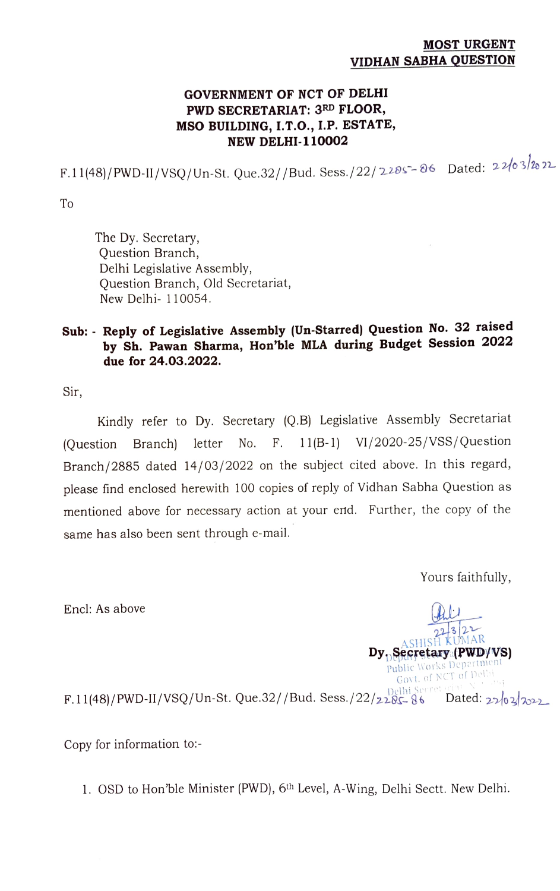**MOST URGENT**
**VIDHAN SABHA QUESTION**

**GOVERNMENT OF NCT OF DELHI**
**PWD SECRETARIAT: 3RD FLOOR,**
**MSO BUILDING, I.T.O., I.P. ESTATE,**
**NEW DELHI-110002**

F.11(48)/PWD-II/VSQ/Un-St. Que.32//Bud. Sess./22/2285-86 Dated: 22/03/2022

To

The Dy. Secretary,
Question Branch,
Delhi Legislative Assembly,
Question Branch, Old Secretariat,
New Delhi- 110054.

**Sub: - Reply of Legislative Assembly (Un-Starred) Question No. 32 raised by Sh. Pawan Sharma, Hon'ble MLA during Budget Session 2022 due for 24.03.2022.**

Sir,

Kindly refer to Dy. Secretary (Q.B) Legislative Assembly Secretariat (Question Branch) letter No. F. 11(B-1) VI/2020-25/VSS/Question Branch/2885 dated 14/03/2022 on the subject cited above. In this regard, please find enclosed herewith 100 copies of reply of Vidhan Sabha Question as mentioned above for necessary action at your end. Further, the copy of the same has also been sent through e-mail.

Yours faithfully,

Encl: As above

22/3/22
ASHISH KUMAR
**Dy. Secretary (PWD/VS)**
Deputy Secretary
Public Works Department
Govt. of NCT of Delhi
Delhi Secretariat

F.11(48)/PWD-II/VSQ/Un-St. Que.32//Bud. Sess./22/2285-86 Dated: 22/03/2022

Copy for information to:-

1. OSD to Hon'ble Minister (PWD), 6th Level, A-Wing, Delhi Sectt. New Delhi.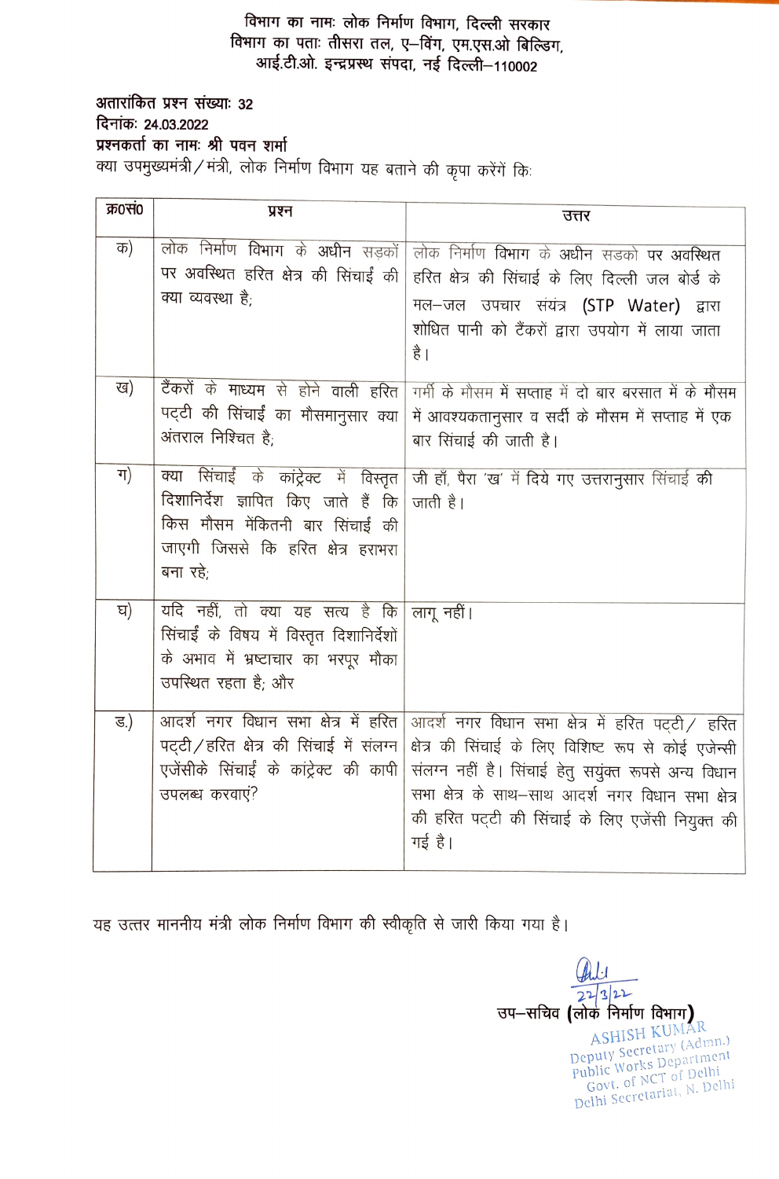विभाग का नामः लोक निर्माण विभाग, दिल्ली सरकार
विभाग का पताः तीसरा तल, ए–विंग, एम.एस.ओ बिल्डिंग,
आई.टी.ओ. इन्द्रप्रस्थ संपदा, नई दिल्ली–110002

**अतारांकित प्रश्न संख्याः 32**
**दिनांकः 24.03.2022**
**प्रश्नकर्ता का नामः श्री पवन शर्मा**
क्या उपमुख्यमंत्री/मंत्री, लोक निर्माण विभाग यह बताने की कृपा करेंगें किः

| क्र0सं0 | प्रश्न | उत्तर |
|---|---|---|
| क) | लोक निर्माण विभाग के अधीन सड़कों पर अवस्थित हरित क्षेत्र की सिंचाई की क्या व्यवस्था है; | लोक निर्माण विभाग के अधीन सडको पर अवस्थित हरित क्षेत्र की सिंचाई के लिए दिल्ली जल बोर्ड के मल–जल उपचार संयंत्र (STP Water) द्वारा शोधित पानी को टैंकरों द्वारा उपयोग में लाया जाता है। |
| ख) | टैंकरों के माध्यम से होने वाली हरित पट्टी की सिंचाई का मौसमानुसार क्या अंतराल निश्चित है; | गर्मी के मौसम में सप्ताह में दो बार बरसात में के मौसम में आवश्यकतानुसार व सर्दी के मौसम में सप्ताह में एक बार सिंचाई की जाती है। |
| ग) | क्या सिंचाई के कांट्रेक्ट में विस्तृत दिशानिर्देश ज्ञापित किए जाते हैं कि किस मौसम मेकितनी बार सिंचाई की जाएगी जिससे कि हरित क्षेत्र हराभरा बना रहे; | जी हाँ, पैरा 'ख' में दिये गए उत्तरानुसार सिंचाई की जाती है। |
| घ) | यदि नहीं, तो क्या यह सत्य है कि सिंचाई के विषय में विस्तृत दिशानिर्देशों के अभाव में भ्रष्टाचार का भरपूर मौका उपस्थित रहता है; और | लागू नहीं। |
| ड.) | आदर्श नगर विधान सभा क्षेत्र में हरित पट्टी/हरित क्षेत्र की सिंचाई में संलग्न एजेंसीके सिंचाई के कांट्रेक्ट की कापी उपलब्ध करवाएं? | आदर्श नगर विधान सभा क्षेत्र में हरित पट्टी/ हरित क्षेत्र की सिंचाई के लिए विशिष्ट रूप से कोई एजेन्सी संलग्न नहीं है। सिंचाई हेतु सयुंक्त रूपसे अन्य विधान सभा क्षेत्र के साथ–साथ आदर्श नगर विधान सभा क्षेत्र की हरित पट्टी की सिंचाई के लिए एजेंसी नियुक्त की गई है। |

यह उत्तर माननीय मंत्री लोक निर्माण विभाग की स्वीकृति से जारी किया गया है।

22/3/22
**उप–सचिव (लोक निर्माण विभाग)**

ASHISH KUMAR
Deputy Secretary (Admn.)
Public Works Department
Govt. of NCT of Delhi
Delhi Secretariat, N. Delhi